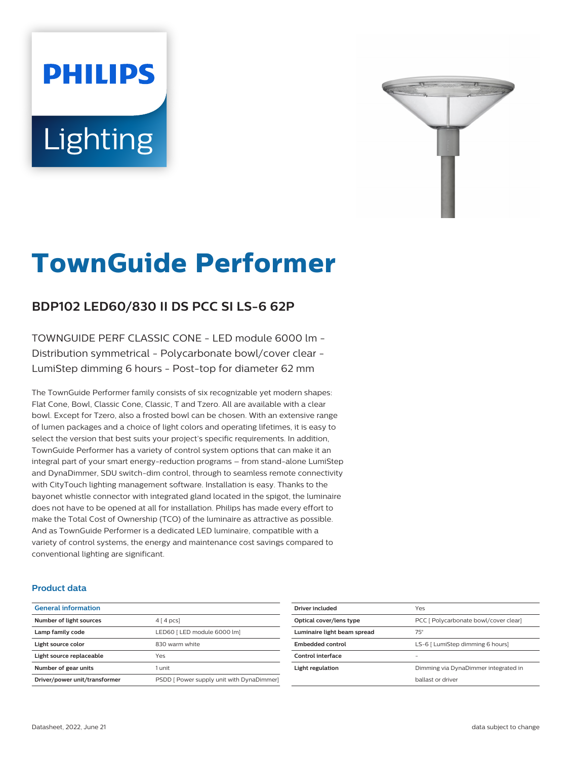# TownGuide Performer

## BDP102 LED60/830 II DS PCC SI LS-6 62P

TOWNGUIDE PERF CLASSIC CONE - LED module 6000 lm - Distribution symmetrical - Polycarbonate bowl/cover clear - LumiStep dimming 6 hours - Post-top for diameter 62 mm

The TownGuide Performer family consists of six recognizable yet modern shapes: Flat Cone, Bowl, Classic Cone, Classic, T and Tzero. All are available with a clear bowl. Except for Tzero, also a frosted bowl can be chosen. With an extensive range of lumen packages and a choice of light colors and operating lifetimes, it is easy to select the version that best suits your project's specific requirements. In addition, TownGuide Performer has a variety of control system options that can make it an integral part of your smart energy-reduction programs – from stand-alone LumiStep and DynaDimmer, SDU switch-dim control, through to seamless remote connectivity with CityTouch lighting management software. Installation is easy. Thanks to the bayonet whistle connector with integrated gland located in the spigot, the luminaire does not have to be opened at all for installation. Philips has made every effort to make the Total Cost of Ownership (TCO) of the luminaire as attractive as possible. And as TownGuide Performer is a dedicated LED luminaire, compatible with a variety of control systems, the energy and maintenance cost savings compared to conventional lighting are significant.

### Product data

| General information | |
|---|---|
| Number of light sources | 4 [ 4 pcs] |
| Lamp family code | LED60 [ LED module 6000 lm] |
| Light source color | 830 warm white |
| Light source replaceable | Yes |
| Number of gear units | 1 unit |
| Driver/power unit/transformer | PSDD [ Power supply unit with DynaDimmer] |
| Driver included | Yes |
| Optical cover/lens type | PCC [ Polycarbonate bowl/cover clear] |
| Luminaire light beam spread | 75° |
| Embedded control | LS-6 [ LumiStep dimming 6 hours] |
| Control interface | - |
| Light regulation | Dimming via DynaDimmer integrated in ballast or driver |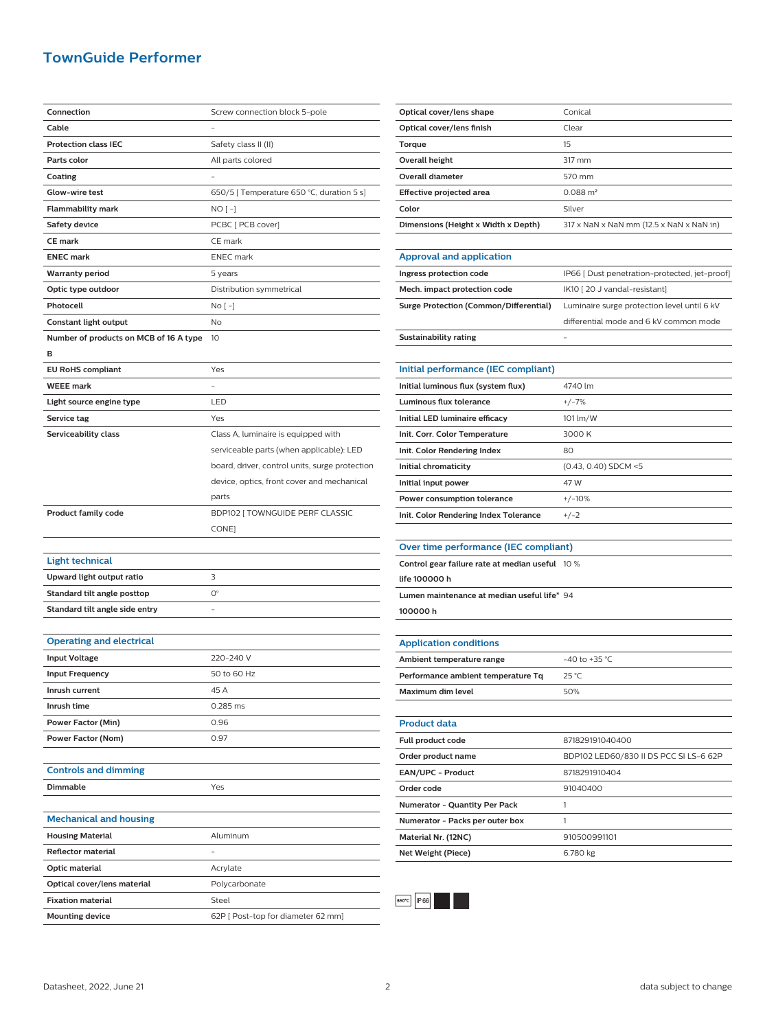# TownGuide Performer

| | |
|---|---|
| **Connection** | Screw connection block 5-pole |
| **Cable** | - |
| **Protection class IEC** | Safety class II (II) |
| **Parts color** | All parts colored |
| **Coating** | - |
| **Glow-wire test** | 650/5 [ Temperature 650 °C, duration 5 s] |
| **Flammability mark** | NO [ -] |
| **Safety device** | PCBC [ PCB cover] |
| **CE mark** | CE mark |
| **ENEC mark** | ENEC mark |
| **Warranty period** | 5 years |
| **Optic type outdoor** | Distribution symmetrical |
| **Photocell** | No [ -] |
| **Constant light output** | No |
| **Number of products on MCB of 16 A type B** | 10 |
| **EU RoHS compliant** | Yes |
| **WEEE mark** | - |
| **Light source engine type** | LED |
| **Service tag** | Yes |
| **Serviceability class** | Class A, luminaire is equipped with serviceable parts (when applicable): LED board, driver, control units, surge protection device, optics, front cover and mechanical parts |
| **Product family code** | BDP102 [ TOWNGUIDE PERF CLASSIC CONE] |

## Light technical

| | |
|---|---|
| **Upward light output ratio** | 3 |
| **Standard tilt angle posttop** | 0° |
| **Standard tilt angle side entry** | - |

## Operating and electrical

| | |
|---|---|
| **Input Voltage** | 220-240 V |
| **Input Frequency** | 50 to 60 Hz |
| **Inrush current** | 45 A |
| **Inrush time** | 0.285 ms |
| **Power Factor (Min)** | 0.96 |
| **Power Factor (Nom)** | 0.97 |

## Controls and dimming

| | |
|---|---|
| **Dimmable** | Yes |

## Mechanical and housing

| | |
|---|---|
| **Housing Material** | Aluminum |
| **Reflector material** | - |
| **Optic material** | Acrylate |
| **Optical cover/lens material** | Polycarbonate |
| **Fixation material** | Steel |
| **Mounting device** | 62P [ Post-top for diameter 62 mm] |
| **Optical cover/lens shape** | Conical |
| **Optical cover/lens finish** | Clear |
| **Torque** | 15 |
| **Overall height** | 317 mm |
| **Overall diameter** | 570 mm |
| **Effective projected area** | 0.088 m² |
| **Color** | Silver |
| **Dimensions (Height x Width x Depth)** | 317 x NaN x NaN mm (12.5 x NaN x NaN in) |

## Approval and application

| | |
|---|---|
| **Ingress protection code** | IP66 [ Dust penetration-protected, jet-proof] |
| **Mech. impact protection code** | IK10 [ 20 J vandal-resistant] |
| **Surge Protection (Common/Differential)** | Luminaire surge protection level until 6 kV differential mode and 6 kV common mode |
| **Sustainability rating** | - |

## Initial performance (IEC compliant)

| | |
|---|---|
| **Initial luminous flux (system flux)** | 4740 lm |
| **Luminous flux tolerance** | +/-7% |
| **Initial LED luminaire efficacy** | 101 lm/W |
| **Init. Corr. Color Temperature** | 3000 K |
| **Init. Color Rendering Index** | 80 |
| **Initial chromaticity** | (0.43, 0.40) SDCM <5 |
| **Initial input power** | 47 W |
| **Power consumption tolerance** | +/-10% |
| **Init. Color Rendering Index Tolerance** | +/-2 |

## Over time performance (IEC compliant)

| | |
|---|---|
| **Control gear failure rate at median useful life 100000 h** | 10 % |
| **Lumen maintenance at median useful life* 100000 h** | 94 |

## Application conditions

| | |
|---|---|
| **Ambient temperature range** | -40 to +35 °C |
| **Performance ambient temperature Tq** | 25 °C |
| **Maximum dim level** | 50% |

## Product data

| | |
|---|---|
| **Full product code** | 871829191040400 |
| **Order product name** | BDP102 LED60/830 II DS PCC SI LS-6 62P |
| **EAN/UPC - Product** | 8718291910404 |
| **Order code** | 91040400 |
| **Numerator - Quantity Per Pack** | 1 |
| **Numerator - Packs per outer box** | 1 |
| **Material Nr. (12NC)** | 910500991101 |
| **Net Weight (Piece)** | 6.780 kg |

650°C IP66

Datasheet, 2022, June 21 — data subject to change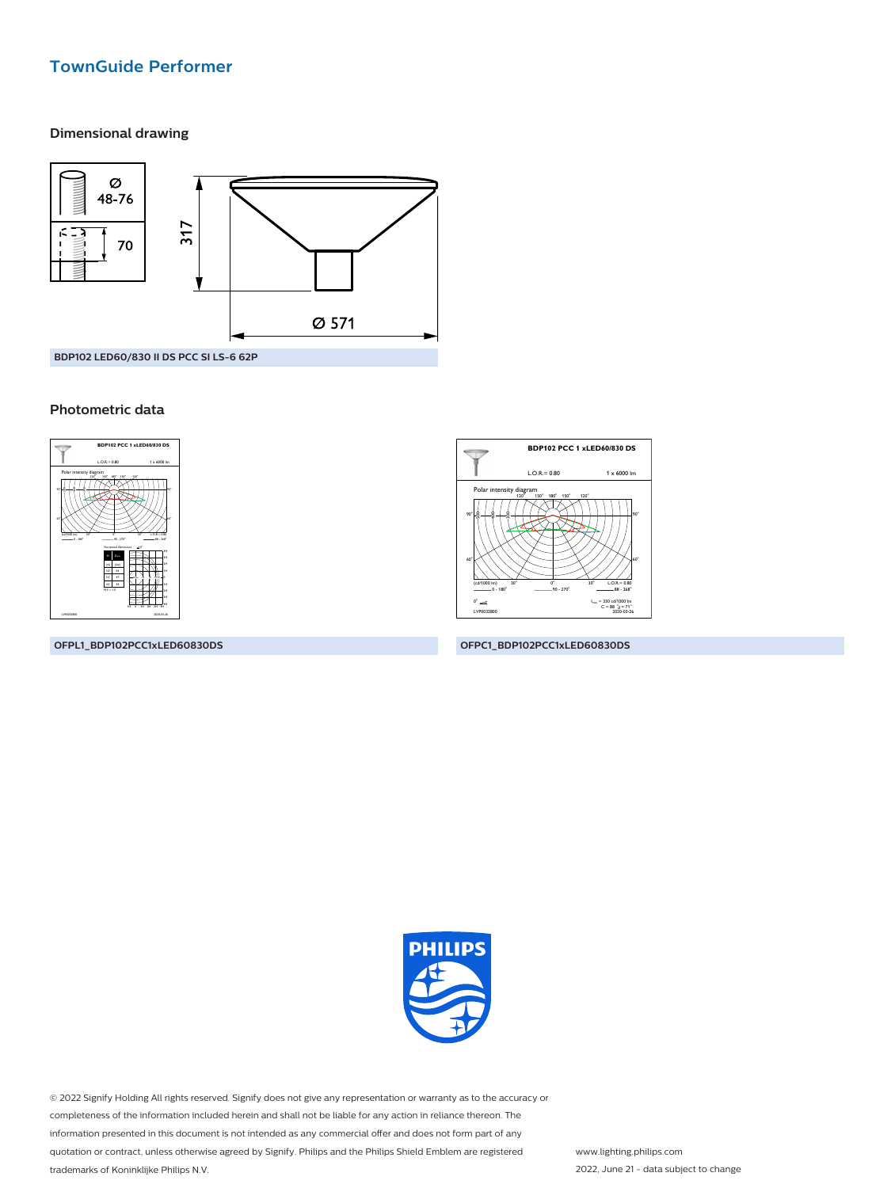## TownGuide Performer

### Dimensional drawing

Ø
48-76

70

317

Ø 571

BDP102 LED60/830 II DS PCC SI LS-6 62P

### Photometric data

BDP102 PCC 1 xLED60/830 DS

L.O.R.= 0.80

1 x 6000 lm

Polar intensity diagram

OFPL1_BDP102PCC1xLED60830DS

BDP102 PCC 1 xLED60/830 DS

L.O.R.= 0.80

1 x 6000 lm

Polar intensity diagram

(cd/1000 lm)

0 - 180°

90 - 270°

88 - 268°

L.O.R.= 0.80

$I_{max}$ = 330 cd/1000 lm
C = 88 γ = 71°

LVP0032800

2020-03-26

OFPC1_BDP102PCC1xLED60830DS

© 2022 Signify Holding All rights reserved. Signify does not give any representation or warranty as to the accuracy or completeness of the information included herein and shall not be liable for any action in reliance thereon. The information presented in this document is not intended as any commercial offer and does not form part of any quotation or contract, unless otherwise agreed by Signify. Philips and the Philips Shield Emblem are registered trademarks of Koninklijke Philips N.V.

www.lighting.philips.com

2022, June 21 - data subject to change